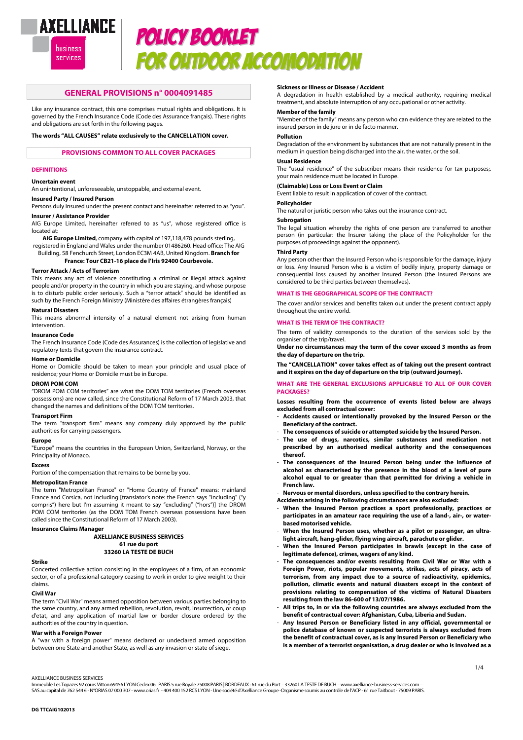AXELLIANCE business services

# POLICY BOOKLET FOR OUTDOOR ACCOMODATION

## GENERAL PROVISIONS n° 0004091485

Like any insurance contract, this one comprises mutual rights and obligations. It is governed by the French Insurance Code (Code des Assurance français). These rights and obligations are set forth in the following pages.

**The words "ALL CAUSES" relate exclusively to the CANCELLATION cover.**

## PROVISIONS COMMON TO ALL COVER PACKAGES

### DEFINITIONS

**Uncertain event**
An unintentional, unforeseeable, unstoppable, and external event.

**Insured Party / Insured Person**
Persons duly insured under the present contact and hereinafter referred to as "you".

**Insurer / Assistance Provider**
AIG Europe Limited, hereinafter referred to as "us", whose registered office is located at:

**AIG Europe Limited**, company with capital of 197,118,478 pounds sterling, registered in England and Wales under the number 01486260. Head office: The AIG Building, 58 Fenchurch Street, London EC3M 4AB, United Kingdom. **Branch for France: Tour CB21-16 place de l'Iris 92400 Courbevoie.**

**Terror Attack / Acts of Terrorism**
This means any act of violence constituting a criminal or illegal attack against people and/or property in the country in which you are staying, and whose purpose is to disturb public order seriously. Such a "terror attack" should be identified as such by the French Foreign Ministry (Ministère des affaires étrangères français)

**Natural Disasters**
This means abnormal intensity of a natural element not arising from human intervention.

**Insurance Code**
The French Insurance Code (Code des Assurances) is the collection of legislative and regulatory texts that govern the insurance contract.

**Home or Domicile**
Home or Domicile should be taken to mean your principle and usual place of residence; your Home or Domicile must be in Europe.

**DROM POM COM**
"DROM POM COM territories" are what the DOM TOM territories (French overseas possessions) are now called, since the Constitutional Reform of 17 March 2003, that changed the names and definitions of the DOM TOM territories.

**Transport Firm**
The term "transport firm" means any company duly approved by the public authorities for carrying passengers.

**Europe**
"Europe" means the countries in the European Union, Switzerland, Norway, or the Principality of Monaco.

**Excess**
Portion of the compensation that remains to be borne by you.

**Metropolitan France**
The term "Metropolitan France" or "Home Country of France" means: mainland France and Corsica, not including [translator's note: the French says "including" ("y compris") here but I'm assuming it meant to say "excluding" ("hors")] the DROM POM COM territories (as the DOM TOM French overseas possessions have been called since the Constitutional Reform of 17 March 2003).

**Insurance Claims Manager**

**AXELLIANCE BUSINESS SERVICES**
**61 rue du port**
**33260 LA TESTE DE BUCH**

**Strike**
Concerted collective action consisting in the employees of a firm, of an economic sector, or of a professional category ceasing to work in order to give weight to their claims.

**Civil War**
The term "Civil War" means armed opposition between various parties belonging to the same country, and any armed rebellion, revolution, revolt, insurrection, or coup d'etat, and any application of martial law or border closure ordered by the authorities of the country in question.

**War with a Foreign Power**
A "war with a foreign power" means declared or undeclared armed opposition between one State and another State, as well as any invasion or state of siege.

**Sickness or Illness or Disease / Accident**
A degradation in health established by a medical authority, requiring medical treatment, and absolute interruption of any occupational or other activity.

**Member of the family**
"Member of the family" means any person who can evidence they are related to the insured person in de jure or in de facto manner.

**Pollution**
Degradation of the environment by substances that are not naturally present in the medium in question being discharged into the air, the water, or the soil.

**Usual Residence**
The "usual residence" of the subscriber means their residence for tax purposes;. your main residence must be located in Europe.

**(Claimable) Loss or Loss Event or Claim**
Event liable to result in application of cover of the contract.

**Policyholder**
The natural or juristic person who takes out the insurance contract.

**Subrogation**
The legal situation whereby the rights of one person are transferred to another person (in particular: the Insurer taking the place of the Policyholder for the purposes of proceedings against the opponent).

**Third Party**
Any person other than the Insured Person who is responsible for the damage, injury or loss. Any Insured Person who is a victim of bodily injury, property damage or consequential loss caused by another Insured Person (the Insured Persons are considered to be third parties between themselves).

### WHAT IS THE GEOGRAPHICAL SCOPE OF THE CONTRACT?

The cover and/or services and benefits taken out under the present contract apply throughout the entire world.

### WHAT IS THE TERM OF THE CONTRACT?

The term of validity corresponds to the duration of the services sold by the organiser of the trip/travel.

**Under no circumstances may the term of the cover exceed 3 months as from the day of departure on the trip.**

**The "CANCELLATION" cover takes effect as of taking out the present contract and it expires on the day of departure on the trip (outward journey).**

### WHAT ARE THE GENERAL EXCLUSIONS APPLICABLE TO ALL OF OUR COVER PACKAGES?

**Losses resulting from the occurrence of events listed below are always excluded from all contractual cover:**

- **Accidents caused or intentionally provoked by the Insured Person or the Beneficiary of the contract.**
- **The consequences of suicide or attempted suicide by the Insured Person.**
- **The use of drugs, narcotics, similar substances and medication not prescribed by an authorised medical authority and the consequences thereof.**
- **The consequences of the Insured Person being under the influence of alcohol as characterised by the presence in the blood of a level of pure alcohol equal to or greater than that permitted for driving a vehicle in French law.**
- **Nervous or mental disorders, unless specified to the contrary herein.**

**Accidents arising in the following circumstances are also excluded:**

- **When the Insured Person practices a sport professionally, practices or participates in an amateur race requiring the use of a land-, air-, or water-based motorised vehicle.**
- **When the Insured Person uses, whether as a pilot or passenger, an ultra-light aircraft, hang-glider, flying wing aircraft, parachute or glider.**
- **When the Insured Person participates in brawls (except in the case of legitimate defence), crimes, wagers of any kind.**
- **The consequences and/or events resulting from Civil War or War with a Foreign Power, riots, popular movements, strikes, acts of piracy, acts of terrorism, from any impact due to a source of radioactivity, epidemics, pollution, climatic events and natural disasters except in the context of provisions relating to compensation of the victims of Natural Disasters resulting from the law 86-600 of 13/07/1986.**
- **All trips to, in or via the following countries are always excluded from the benefit of contractual cover: Afghanistan, Cuba, Liberia and Sudan.**
- **Any Insured Person or Beneficiary listed in any official, governmental or police database of known or suspected terrorists is always excluded from the benefit of contractual cover, as is any Insured Person or Beneficiary who is a member of a terrorist organisation, a drug dealer or who is involved as a**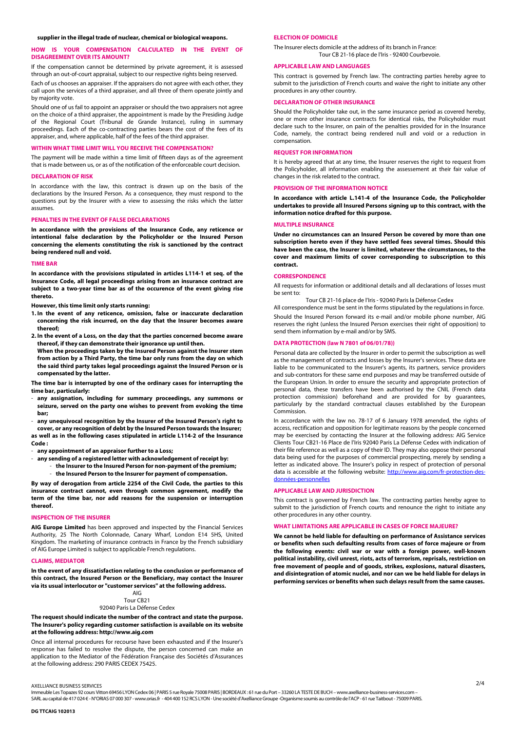**supplier in the illegal trade of nuclear, chemical or biological weapons.**

## HOW IS YOUR COMPENSATION CALCULATED IN THE EVENT OF DISAGREEMENT OVER ITS AMOUNT?

If the compensation cannot be determined by private agreement, it is assessed through an out-of-court appraisal, subject to our respective rights being reserved.

Each of us chooses an appraiser. If the appraisers do not agree with each other, they call upon the services of a third appraiser, and all three of them operate jointly and by majority vote.

Should one of us fail to appoint an appraiser or should the two appraisers not agree on the choice of a third appraiser, the appointment is made by the Presiding Judge of the Regional Court (Tribunal de Grande Instance), ruling in summary proceedings. Each of the co-contracting parties bears the cost of the fees of its appraiser, and, where applicable, half of the fees of the third appraiser.

## WITHIN WHAT TIME LIMIT WILL YOU RECEIVE THE COMPENSATION?

The payment will be made within a time limit of fifteen days as of the agreement that is made between us, or as of the notification of the enforceable court decision.

## DECLARATION OF RISK

In accordance with the law, this contract is drawn up on the basis of the declarations by the Insured Person. As a consequence, they must respond to the questions put by the Insurer with a view to assessing the risks which the latter assumes.

## PENALTIES IN THE EVENT OF FALSE DECLARATIONS

**In accordance with the provisions of the Insurance Code, any reticence or intentional false declaration by the Policyholder or the Insured Person concerning the elements constituting the risk is sanctioned by the contract being rendered null and void.**

## TIME BAR

**In accordance with the provisions stipulated in articles L114-1 et seq. of the Insurance Code, all legal proceedings arising from an insurance contract are subject to a two-year time bar as of the occurence of the event giving rise thereto.**

**However, this time limit only starts running:**

1. **In the event of any reticence, omission, false or inaccurate declaration concerning the risk incurred, on the day that the Insurer becomes aware thereof;**
2. **In the event of a Loss, on the day that the parties concerned become aware thereof, if they can demonstrate their ignorance up until then.**
   **When the proceedings taken by the Insured Person against the Insurer stem from action by a Third Party, the time bar only runs from the day on which the said third party takes legal proceedings against the Insured Person or is compensated by the latter.**

**The time bar is interrupted by one of the ordinary cases for interrupting the time bar, particularly:**

- **any assignation, including for summary proceedings, any summons or seizure, served on the party one wishes to prevent from evoking the time bar;**
- **any unequivocal recognition by the Insurer of the Insured Person's right to cover, or any recognition of debt by the Insured Person towards the Insurer;**

**as well as in the following cases stipulated in article L114-2 of the Insurance Code :**

- **any appointment of an appraisor further to a Loss;**
- **any sending of a registered letter with acknowledgement of receipt by:**
  - **the Insurer to the Insured Person for non-payment of the premium;**
  - **the Insured Person to the Insurer for payment of compensation.**

**By way of derogation from article 2254 of the Civil Code, the parties to this insurance contract cannot, even through common agreement, modify the term of the time bar, nor add reasons for the suspension or interruption thereof.**

## INSPECTION OF THE INSURER

**AIG Europe Limited** has been approved and inspected by the Financial Services Authority, 25 The North Colonnade, Canary Wharf, London E14 5HS, United Kingdom. The marketing of insurance contracts in France by the French subsidiary of AIG Europe Limited is subject to applicable French regulations.

## CLAIMS, MEDIATOR

**In the event of any dissatisfaction relating to the conclusion or performance of this contract, the Insured Person or the Beneficiary, may contact the Insurer via its usual interlocutor or "customer services" at the following address.**

AIG
Tour CB21
92040 Paris La Défense Cedex

**The request should indicate the number of the contract and state the purpose. The Insurer's policy regarding customer satisfaction is available on its website at the following address: http://www.aig.com**

Once all internal procedures for recourse have been exhausted and if the Insurer's response has failed to resolve the dispute, the person concerned can make an application to the Mediator of the Fédération Française des Sociétés d'Assurances at the following address: 290 PARIS CEDEX 75425.

## ELECTION OF DOMICILE

The Insurer elects domicile at the address of its branch in France:
Tour CB 21-16 place de l'Iris - 92400 Courbevoie.

## APPLICABLE LAW AND LANGUAGES

This contract is governed by French law. The contracting parties hereby agree to submit to the jurisdiction of French courts and waive the right to initiate any other procedures in any other country.

## DECLARATION OF OTHER INSURANCE

Should the Policyholder take out, in the same insurance period as covered hereby, one or more other insurance contracts for identical risks, the Policyholder must declare such to the Insurer, on pain of the penalties provided for in the Insurance Code, namely, the contract being rendered null and void or a reduction in compensation.

## REQUEST FOR INFORMATION

It is hereby agreed that at any time, the Insurer reserves the right to request from the Policyholder, all information enabling the assessement at their fair value of changes in the risk related to the contract.

## PROVISION OF THE INFORMATION NOTICE

**In accordance with article L.141-4 of the Insurance Code, the Policyholder undertakes to provide all Insured Persons signing up to this contract, with the information notice drafted for this purpose.**

## MULTIPLE INSURANCE

**Under no circumstances can an Insured Person be covered by more than one subscription hereto even if they have settled fees several times. Should this have been the case, the Insurer is limited, whatever the circumstances, to the cover and maximum limits of cover corresponding to subscription to this contract.**

## CORRESPONDENCE

All requests for information or additional details and all declarations of losses must be sent to:

Tour CB 21-16 place de l'Iris - 92040 Paris la Défense Cedex

All correspondence must be sent in the forms stipulated by the regulations in force.

Should the Insured Person forward its e-mail and/or mobile phone number, AIG reserves the right (unless the Insured Person exercises their right of opposition) to send them information by e-mail and/or by SMS.

## DATA PROTECTION (law N 7801 of 06/01/78))

Personal data are collected by the Insurer in order to permit the subscription as well as the management of contracts and losses by the Insurer's services. These data are liable to be communicated to the Insurer's agents, its partners, service providers and sub-contrators for these same end purposes and may be transferred outside of the European Union. In order to ensure the security and appropriate protection of personal data, these transfers have been authorised by the CNIL (French data protection commission) beforehand and are provided for by guarantees, particularly by the standard contractual clauses established by the European Commission.

In accordance with the law no. 78-17 of 6 January 1978 amended, the rights of access, rectification and opposition for legitimate reasons by the people concerned may be exercised by contacting the Insurer at the following address: AIG Service Clients Tour CB21-16 Place de l'Iris 92040 Paris La Défense Cedex with indication of their file reference as well as a copy of their ID. They may also oppose their personal data being used for the purposes of commercial prospecting, merely by sending a letter as indicated above. The Insurer's policy in respect of protection of personal data is accessible at the following website: http://www.aig.com/fr-protection-des-données-personnelles

## APPLICABLE LAW AND JURISDICTION

This contract is governed by French law. The contracting parties hereby agree to submit to the jurisdiction of French courts and renounce the right to initiate any other procedures in any other country.

## WHAT LIMITATIONS ARE APPLICABLE IN CASES OF FORCE MAJEURE?

**We cannot be held liable for defaulting on performance of Assistance services or benefits when such defaulting results from cases of force majeure or from the following events: civil war or war with a foreign power, well-known political instability, civil unrest, riots, acts of terrorism, reprisals, restriction on free movement of people and of goods, strikes, explosions, natural disasters, and disintegration of atomic nuclei, and nor can we be held liable for delays in performing services or benefits when such delays result from the same causes.**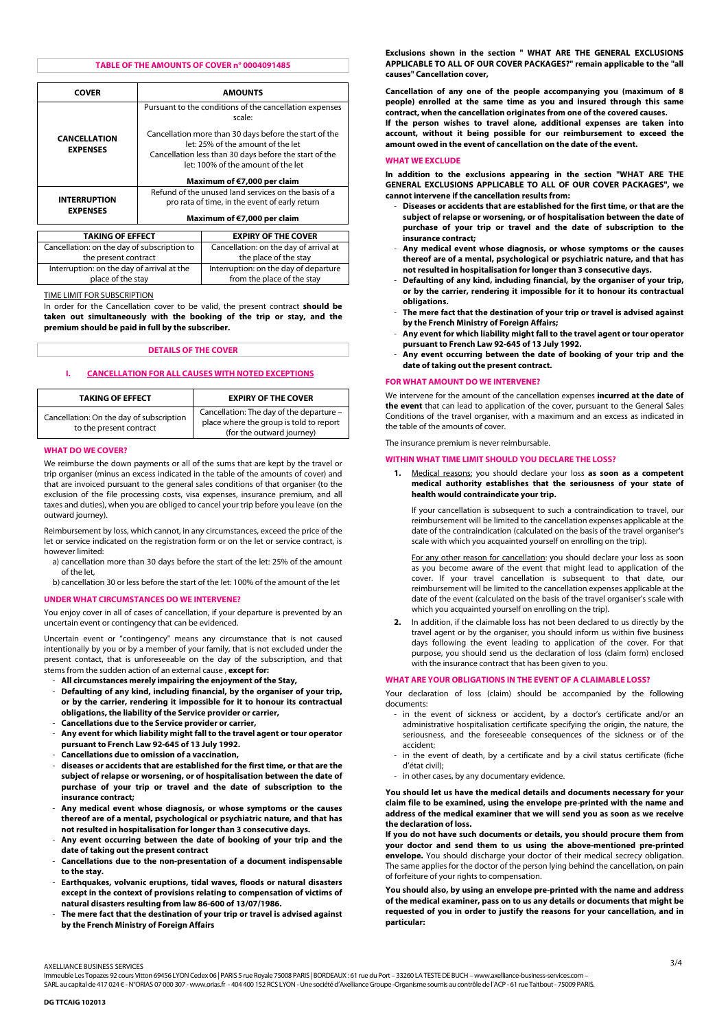## TABLE OF THE AMOUNTS OF COVER n° 0004091485

| COVER | AMOUNTS |
|---|---|
| CANCELLATION EXPENSES | Pursuant to the conditions of the cancellation expenses scale: Cancellation more than 30 days before the start of the let: 25% of the amount of the let Cancellation less than 30 days before the start of the let: 100% of the amount of the let **Maximum of €7,000 per claim** |
| INTERRUPTION EXPENSES | Refund of the unused land services on the basis of a pro rata of time, in the event of early return **Maximum of €7,000 per claim** |

| TAKING OF EFFECT | EXPIRY OF THE COVER |
|---|---|
| Cancellation: on the day of subscription to the present contract | Cancellation: on the day of arrival at the place of the stay |
| Interruption: on the day of arrival at the place of the stay | Interruption: on the day of departure from the place of the stay |

TIME LIMIT FOR SUBSCRIPTION

In order for the Cancellation cover to be valid, the present contract **should be taken out simultaneously with the booking of the trip or stay, and the premium should be paid in full by the subscriber.**

## DETAILS OF THE COVER

### I. CANCELLATION FOR ALL CAUSES WITH NOTED EXCEPTIONS

| TAKING OF EFFECT | EXPIRY OF THE COVER |
|---|---|
| Cancellation: On the day of subscription to the present contract | Cancellation: The day of the departure – place where the group is told to report (for the outward journey) |

#### WHAT DO WE COVER?

We reimburse the down payments or all of the sums that are kept by the travel or trip organiser (minus an excess indicated in the table of the amounts of cover) and that are invoiced pursuant to the general sales conditions of that organiser (to the exclusion of the file processing costs, visa expenses, insurance premium, and all taxes and duties), when you are obliged to cancel your trip before you leave (on the outward journey).

Reimbursement by loss, which cannot, in any circumstances, exceed the price of the let or service indicated on the registration form or on the let or service contract, is however limited:

a) cancellation more than 30 days before the start of the let: 25% of the amount of the let,

b) cancellation 30 or less before the start of the let: 100% of the amount of the let

#### UNDER WHAT CIRCUMSTANCES DO WE INTERVENE?

You enjoy cover in all of cases of cancellation, if your departure is prevented by an uncertain event or contingency that can be evidenced.

Uncertain event or "contingency" means any circumstance that is not caused intentionally by you or by a member of your family, that is not excluded under the present contract, that is unforeseeable on the day of the subscription, and that stems from the sudden action of an external cause , **except for:**

- **All circumstances merely impairing the enjoyment of the Stay,**
- **Defaulting of any kind, including financial, by the organiser of your trip, or by the carrier, rendering it impossible for it to honour its contractual obligations, the liability of the Service provider or carrier,**
- **Cancellations due to the Service provider or carrier,**
- **Any event for which liability might fall to the travel agent or tour operator pursuant to French Law 92-645 of 13 July 1992.**
- **Cancellations due to omission of a vaccination,**
- **diseases or accidents that are established for the first time, or that are the subject of relapse or worsening, or of hospitalisation between the date of purchase of your trip or travel and the date of subscription to the insurance contract;**
- **Any medical event whose diagnosis, or whose symptoms or the causes thereof are of a mental, psychological or psychiatric nature, and that has not resulted in hospitalisation for longer than 3 consecutive days.**
- **Any event occurring between the date of booking of your trip and the date of taking out the present contract**
- **Cancellations due to the non-presentation of a document indispensable to the stay.**
- **Earthquakes, volcanic eruptions, tidal waves, floods or natural disasters except in the context of provisions relating to compensation of victims of natural disasters resulting from law 86-600 of 13/07/1986.**
- **The mere fact that the destination of your trip or travel is advised against by the French Ministry of Foreign Affairs**

**Exclusions shown in the section " WHAT ARE THE GENERAL EXCLUSIONS APPLICABLE TO ALL OF OUR COVER PACKAGES?" remain applicable to the "all causes" Cancellation cover,**

**Cancellation of any one of the people accompanying you (maximum of 8 people) enrolled at the same time as you and insured through this same contract, when the cancellation originates from one of the covered causes.**
**If the person wishes to travel alone, additional expenses are taken into account, without it being possible for our reimbursement to exceed the amount owed in the event of cancellation on the date of the event.**

#### WHAT WE EXCLUDE

**In addition to the exclusions appearing in the section "WHAT ARE THE GENERAL EXCLUSIONS APPLICABLE TO ALL OF OUR COVER PACKAGES", we cannot intervene if the cancellation results from:**

- **Diseases or accidents that are established for the first time, or that are the subject of relapse or worsening, or of hospitalisation between the date of purchase of your trip or travel and the date of subscription to the insurance contract;**
- **Any medical event whose diagnosis, or whose symptoms or the causes thereof are of a mental, psychological or psychiatric nature, and that has not resulted in hospitalisation for longer than 3 consecutive days.**
- **Defaulting of any kind, including financial, by the organiser of your trip, or by the carrier, rendering it impossible for it to honour its contractual obligations.**
- **The mere fact that the destination of your trip or travel is advised against by the French Ministry of Foreign Affairs;**
- **Any event for which liability might fall to the travel agent or tour operator pursuant to French Law 92-645 of 13 July 1992.**
- **Any event occurring between the date of booking of your trip and the date of taking out the present contract.**

#### FOR WHAT AMOUNT DO WE INTERVENE?

We intervene for the amount of the cancellation expenses **incurred at the date of the event** that can lead to application of the cover, pursuant to the General Sales Conditions of the travel organiser, with a maximum and an excess as indicated in the table of the amounts of cover.

The insurance premium is never reimbursable.

#### WITHIN WHAT TIME LIMIT SHOULD YOU DECLARE THE LOSS?

1. Medical reasons: you should declare your loss **as soon as a competent medical authority establishes that the seriousness of your state of health would contraindicate your trip.**

   If your cancellation is subsequent to such a contraindication to travel, our reimbursement will be limited to the cancellation expenses applicable at the date of the contraindication (calculated on the basis of the travel organiser's scale with which you acquainted yourself on enrolling on the trip).

   For any other reason for cancellation: you should declare your loss as soon as you become aware of the event that might lead to application of the cover. If your travel cancellation is subsequent to that date, our reimbursement will be limited to the cancellation expenses applicable at the date of the event (calculated on the basis of the travel organiser's scale with which you acquainted yourself on enrolling on the trip).

2. In addition, if the claimable loss has not been declared to us directly by the travel agent or by the organiser, you should inform us within five business days following the event leading to application of the cover. For that purpose, you should send us the declaration of loss (claim form) enclosed with the insurance contract that has been given to you.

#### WHAT ARE YOUR OBLIGATIONS IN THE EVENT OF A CLAIMABLE LOSS?

Your declaration of loss (claim) should be accompanied by the following documents:

- in the event of sickness or accident, by a doctor's certificate and/or an administrative hospitalisation certificate specifying the origin, the nature, the seriousness, and the foreseeable consequences of the sickness or of the accident;
- in the event of death, by a certificate and by a civil status certificate (fiche d'état civil);
- in other cases, by any documentary evidence.

**You should let us have the medical details and documents necessary for your claim file to be examined, using the envelope pre-printed with the name and address of the medical examiner that we will send you as soon as we receive the declaration of loss.**

**If you do not have such documents or details, you should procure them from your doctor and send them to us using the above-mentioned pre-printed envelope.** You should discharge your doctor of their medical secrecy obligation. The same applies for the doctor of the person lying behind the cancellation, on pain of forfeiture of your rights to compensation.

**You should also, by using an envelope pre-printed with the name and address of the medical examiner, pass on to us any details or documents that might be requested of you in order to justify the reasons for your cancellation, and in particular:**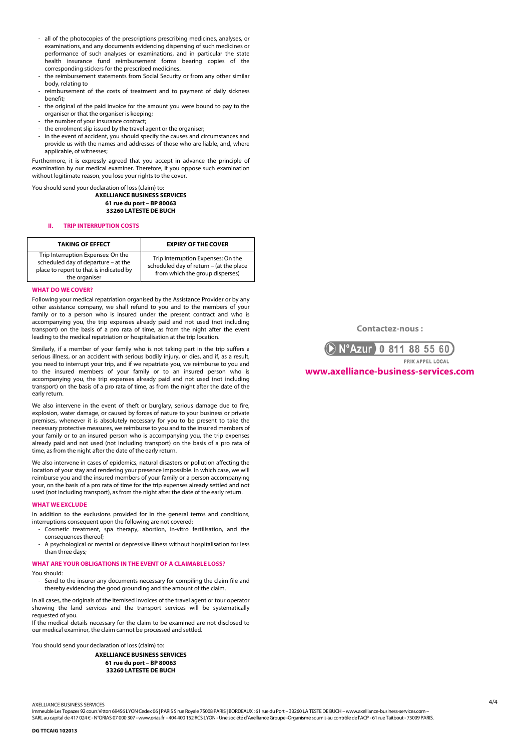- all of the photocopies of the prescriptions prescribing medicines, analyses, or examinations, and any documents evidencing dispensing of such medicines or performance of such analyses or examinations, and in particular the state health insurance fund reimbursement forms bearing copies of the corresponding stickers for the prescribed medicines.
- the reimbursement statements from Social Security or from any other similar body, relating to
- reimbursement of the costs of treatment and to payment of daily sickness benefit;
- the original of the paid invoice for the amount you were bound to pay to the organiser or that the organiser is keeping;
- the number of your insurance contract;
- the enrolment slip issued by the travel agent or the organiser;
- in the event of accident, you should specify the causes and circumstances and provide us with the names and addresses of those who are liable, and, where applicable, of witnesses;

Furthermore, it is expressly agreed that you accept in advance the principle of examination by our medical examiner. Therefore, if you oppose such examination without legitimate reason, you lose your rights to the cover.

You should send your declaration of loss (claim) to:

**AXELLIANCE BUSINESS SERVICES**
**61 rue du port – BP 80063**
**33260 LATESTE DE BUCH**

## II. TRIP INTERRUPTION COSTS

| TAKING OF EFFECT | EXPIRY OF THE COVER |
|---|---|
| Trip Interruption Expenses: On the scheduled day of departure – at the place to report to that is indicated by the organiser | Trip Interruption Expenses: On the scheduled day of return – (at the place from which the group disperses) |

### WHAT DO WE COVER?

Following your medical repatriation organised by the Assistance Provider or by any other assistance company, we shall refund to you and to the members of your family or to a person who is insured under the present contract and who is accompanying you, the trip expenses already paid and not used (not including transport) on the basis of a pro rata of time, as from the night after the event leading to the medical repatriation or hospitalisation at the trip location.

Similarly, if a member of your family who is not taking part in the trip suffers a serious illness, or an accident with serious bodily injury, or dies, and if, as a result, you need to interrupt your trip, and if we repatriate you, we reimburse to you and to the insured members of your family or to an insured person who is accompanying you, the trip expenses already paid and not used (not including transport) on the basis of a pro rata of time, as from the night after the date of the early return.

We also intervene in the event of theft or burglary, serious damage due to fire, explosion, water damage, or caused by forces of nature to your business or private premises, whenever it is absolutely necessary for you to be present to take the necessary protective measures, we reimburse to you and to the insured members of your family or to an insured person who is accompanying you, the trip expenses already paid and not used (not including transport) on the basis of a pro rata of time, as from the night after the date of the early return.

We also intervene in cases of epidemics, natural disasters or pollution affecting the location of your stay and rendering your presence impossible. In which case, we will reimburse you and the insured members of your family or a person accompanying your, on the basis of a pro rata of time for the trip expenses already settled and not used (not including transport), as from the night after the date of the early return.

### WHAT WE EXCLUDE

In addition to the exclusions provided for in the general terms and conditions, interruptions consequent upon the following are not covered:

- Cosmetic treatment, spa therapy, abortion, in-vitro fertilisation, and the consequences thereof;
- A psychological or mental or depressive illness without hospitalisation for less than three days;

### WHAT ARE YOUR OBLIGATIONS IN THE EVENT OF A CLAIMABLE LOSS?

You should:

- Send to the insurer any documents necessary for compiling the claim file and thereby evidencing the good grounding and the amount of the claim.

In all cases, the originals of the itemised invoices of the travel agent or tour operator showing the land services and the transport services will be systematically requested of you.
If the medical details necessary for the claim to be examined are not disclosed to our medical examiner, the claim cannot be processed and settled.

You should send your declaration of loss (claim) to:

**AXELLIANCE BUSINESS SERVICES**
**61 rue du port – BP 80063**
**33260 LATESTE DE BUCH**

**Contactez-nous :**

N°Azur 0 811 88 55 60
PRIX APPEL LOCAL

**www.axelliance-business-services.com**

AXELLIANCE BUSINESS SERVICES
Immeuble Les Topazes 92 cours Vitton 69456 LYON Cedex 06 | PARIS 5 rue Royale 75008 PARIS | BORDEAUX : 61 rue du Port – 33260 LA TESTE DE BUCH – www.axelliance-business-services.com –
SARL au capital de 417 024 € - N°ORIAS 07 000 307 - www.orias.fr - 404 400 152 RCS LYON - Une société d'Axelliance Groupe -Organisme soumis au contrôle de l'ACP - 61 rue Taitbout - 75009 PARIS.

DG TTCAIG 102013